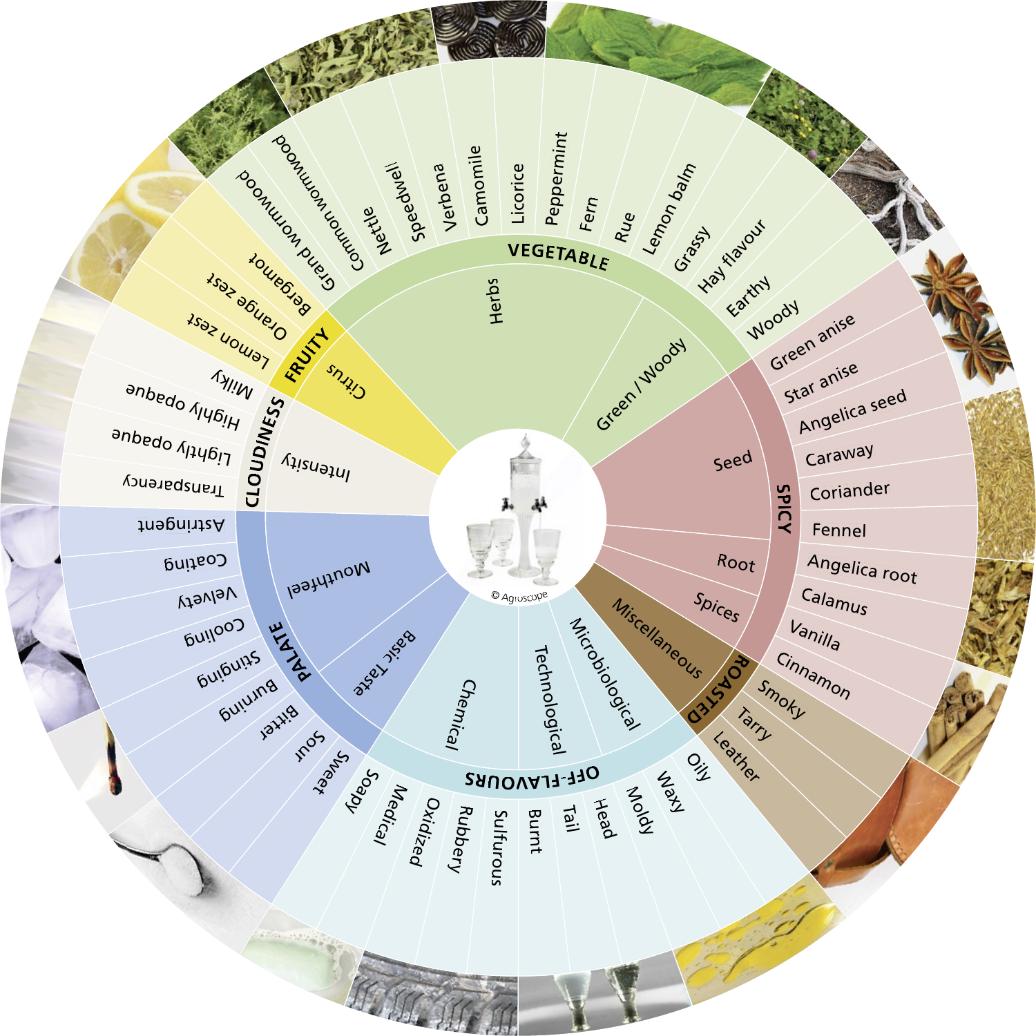- **VEGETABLE**
  - Herbs
    - Grand wormwood
    - Common wormwood
    - Nettle
    - Speedwell
    - Verbena
    - Camomile
    - Licorice
    - Peppermint
    - Fern
    - Rue
    - Lemon balm
  - Green / Woody
    - Grassy
    - Hay flavour
    - Earthy
    - Woody
- **SPICY**
  - Seed
    - Green anise
    - Star anise
    - Angelica seed
    - Caraway
    - Coriander
    - Fennel
  - Root
    - Angelica root
    - Calamus
  - Spices
    - Vanilla
    - Cinnamon
- **ROASTED**
  - Miscellaneous
    - Smoky
    - Tarry
    - Leather
- **OFF-FLAVOURS**
  - Microbiological
    - Oily
    - Waxy
    - Moldy
  - Technological
    - Head
    - Tail
    - Burnt
  - Chemical
    - Sulfurous
    - Rubbery
    - Oxidized
    - Medical
    - Soapy
- **PALATE**
  - Basic Taste
    - Sweet
    - Sour
    - Bitter
  - Mouthfeel
    - Burning
    - Stinging
    - Cooling
    - Velvety
    - Coating
    - Astringent
- **CLOUDINESS**
  - Intensity
    - Transparency
    - Lightly opaque
    - Highly opaque
    - Milky
- **FRUITY**
  - Citrus
    - Lemon zest
    - Orange zest
    - Bergamot

© Agroscope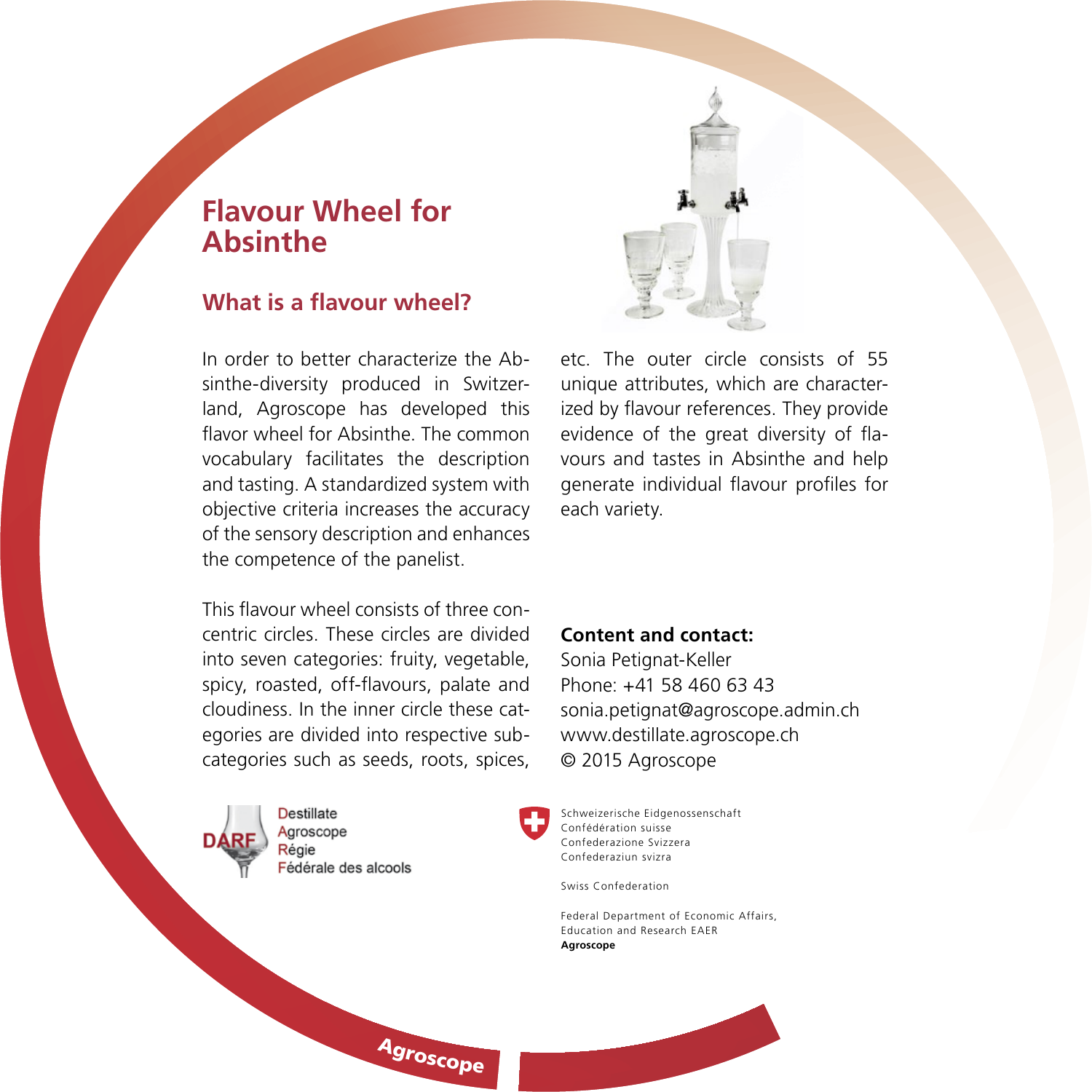# Flavour Wheel for Absinthe

## What is a flavour wheel?

In order to better characterize the Absinthe-diversity produced in Switzerland, Agroscope has developed this flavor wheel for Absinthe. The common vocabulary facilitates the description and tasting. A standardized system with objective criteria increases the accuracy of the sensory description and enhances the competence of the panelist.

This flavour wheel consists of three concentric circles. These circles are divided into seven categories: fruity, vegetable, spicy, roasted, off-flavours, palate and cloudiness. In the inner circle these categories are divided into respective subcategories such as seeds, roots, spices, etc. The outer circle consists of 55 unique attributes, which are characterized by flavour references. They provide evidence of the great diversity of flavours and tastes in Absinthe and help generate individual flavour profiles for each variety.

**Content and contact:**
Sonia Petignat-Keller
Phone: +41 58 460 63 43
sonia.petignat@agroscope.admin.ch
www.destillate.agroscope.ch
© 2015 Agroscope

DARF
Destillate
Agroscope
Régie
Fédérale des alcools

Schweizerische Eidgenossenschaft
Confédération suisse
Confederazione Svizzera
Confederaziun svizra

Swiss Confederation

Federal Department of Economic Affairs,
Education and Research EAER
**Agroscope**

Agroscope